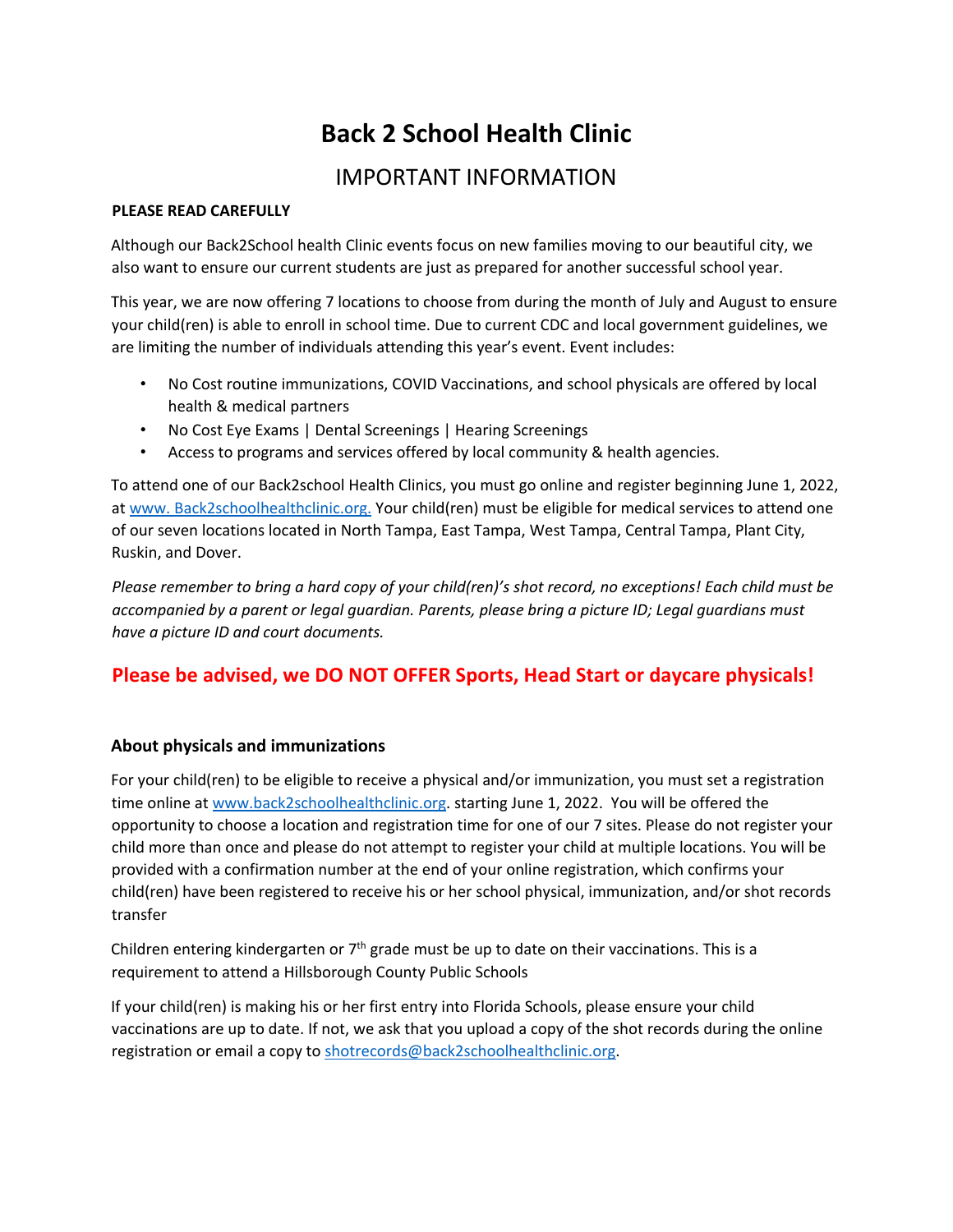# Back 2 School Health Clinic

## IMPORTANT INFORMATION

**PLEASE READ CAREFULLY**

Although our Back2School health Clinic events focus on new families moving to our beautiful city, we also want to ensure our current students are just as prepared for another successful school year.

This year, we are now offering 7 locations to choose from during the month of July and August to ensure your child(ren) is able to enroll in school time. Due to current CDC and local government guidelines, we are limiting the number of individuals attending this year's event. Event includes:

- No Cost routine immunizations, COVID Vaccinations, and school physicals are offered by local health & medical partners
- No Cost Eye Exams | Dental Screenings | Hearing Screenings
- Access to programs and services offered by local community & health agencies.

To attend one of our Back2school Health Clinics, you must go online and register beginning June 1, 2022, at www. Back2schoolhealthclinic.org. Your child(ren) must be eligible for medical services to attend one of our seven locations located in North Tampa, East Tampa, West Tampa, Central Tampa, Plant City, Ruskin, and Dover.

*Please remember to bring a hard copy of your child(ren)'s shot record, no exceptions! Each child must be accompanied by a parent or legal guardian. Parents, please bring a picture ID; Legal guardians must have a picture ID and court documents.*

**Please be advised, we DO NOT OFFER Sports, Head Start or daycare physicals!**

### About physicals and immunizations

For your child(ren) to be eligible to receive a physical and/or immunization, you must set a registration time online at www.back2schoolhealthclinic.org. starting June 1, 2022. You will be offered the opportunity to choose a location and registration time for one of our 7 sites. Please do not register your child more than once and please do not attempt to register your child at multiple locations. You will be provided with a confirmation number at the end of your online registration, which confirms your child(ren) have been registered to receive his or her school physical, immunization, and/or shot records transfer

Children entering kindergarten or 7th grade must be up to date on their vaccinations. This is a requirement to attend a Hillsborough County Public Schools

If your child(ren) is making his or her first entry into Florida Schools, please ensure your child vaccinations are up to date. If not, we ask that you upload a copy of the shot records during the online registration or email a copy to shotrecords@back2schoolhealthclinic.org.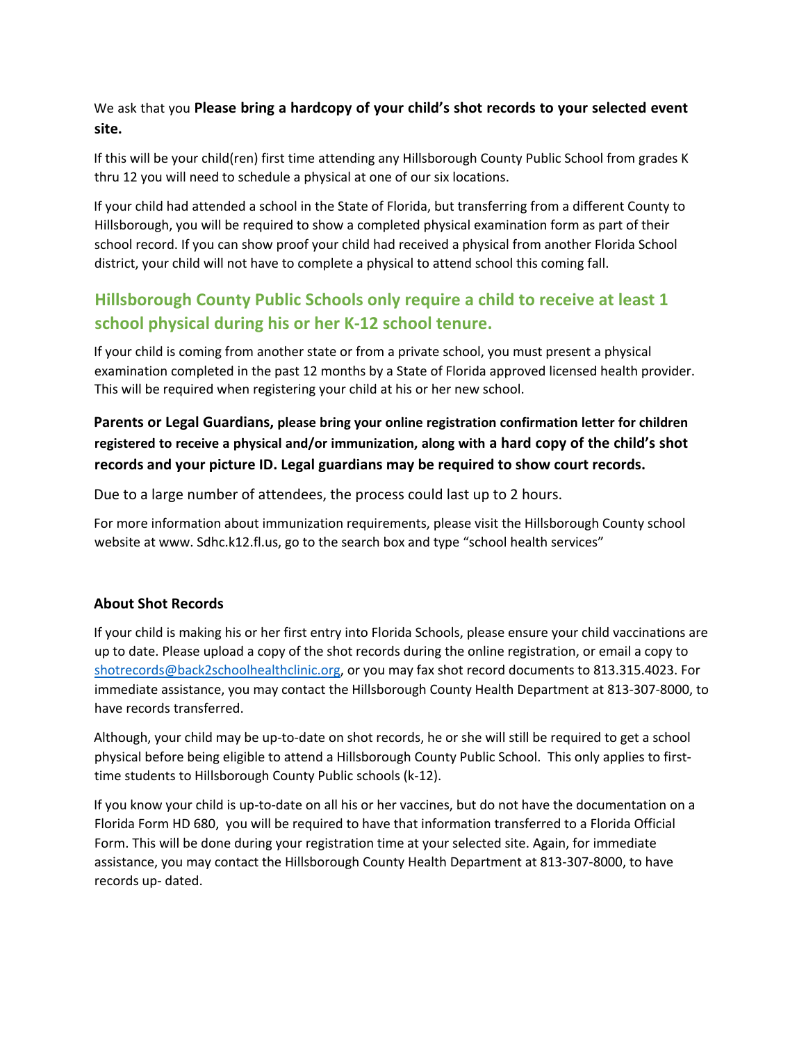We ask that you **Please bring a hardcopy of your child's shot records to your selected event site.**

If this will be your child(ren) first time attending any Hillsborough County Public School from grades K thru 12 you will need to schedule a physical at one of our six locations.

If your child had attended a school in the State of Florida, but transferring from a different County to Hillsborough, you will be required to show a completed physical examination form as part of their school record. If you can show proof your child had received a physical from another Florida School district, your child will not have to complete a physical to attend school this coming fall.

## Hillsborough County Public Schools only require a child to receive at least 1 school physical during his or her K-12 school tenure.

If your child is coming from another state or from a private school, you must present a physical examination completed in the past 12 months by a State of Florida approved licensed health provider. This will be required when registering your child at his or her new school.

**Parents or Legal Guardians, please bring your online registration confirmation letter for children registered to receive a physical and/or immunization, along with a hard copy of the child's shot records and your picture ID. Legal guardians may be required to show court records.**

Due to a large number of attendees, the process could last up to 2 hours.

For more information about immunization requirements, please visit the Hillsborough County school website at www. Sdhc.k12.fl.us, go to the search box and type "school health services"

### About Shot Records

If your child is making his or her first entry into Florida Schools, please ensure your child vaccinations are up to date. Please upload a copy of the shot records during the online registration, or email a copy to shotrecords@back2schoolhealthclinic.org, or you may fax shot record documents to 813.315.4023. For immediate assistance, you may contact the Hillsborough County Health Department at 813-307-8000, to have records transferred.

Although, your child may be up-to-date on shot records, he or she will still be required to get a school physical before being eligible to attend a Hillsborough County Public School. This only applies to first-time students to Hillsborough County Public schools (k-12).

If you know your child is up-to-date on all his or her vaccines, but do not have the documentation on a Florida Form HD 680, you will be required to have that information transferred to a Florida Official Form. This will be done during your registration time at your selected site. Again, for immediate assistance, you may contact the Hillsborough County Health Department at 813-307-8000, to have records up- dated.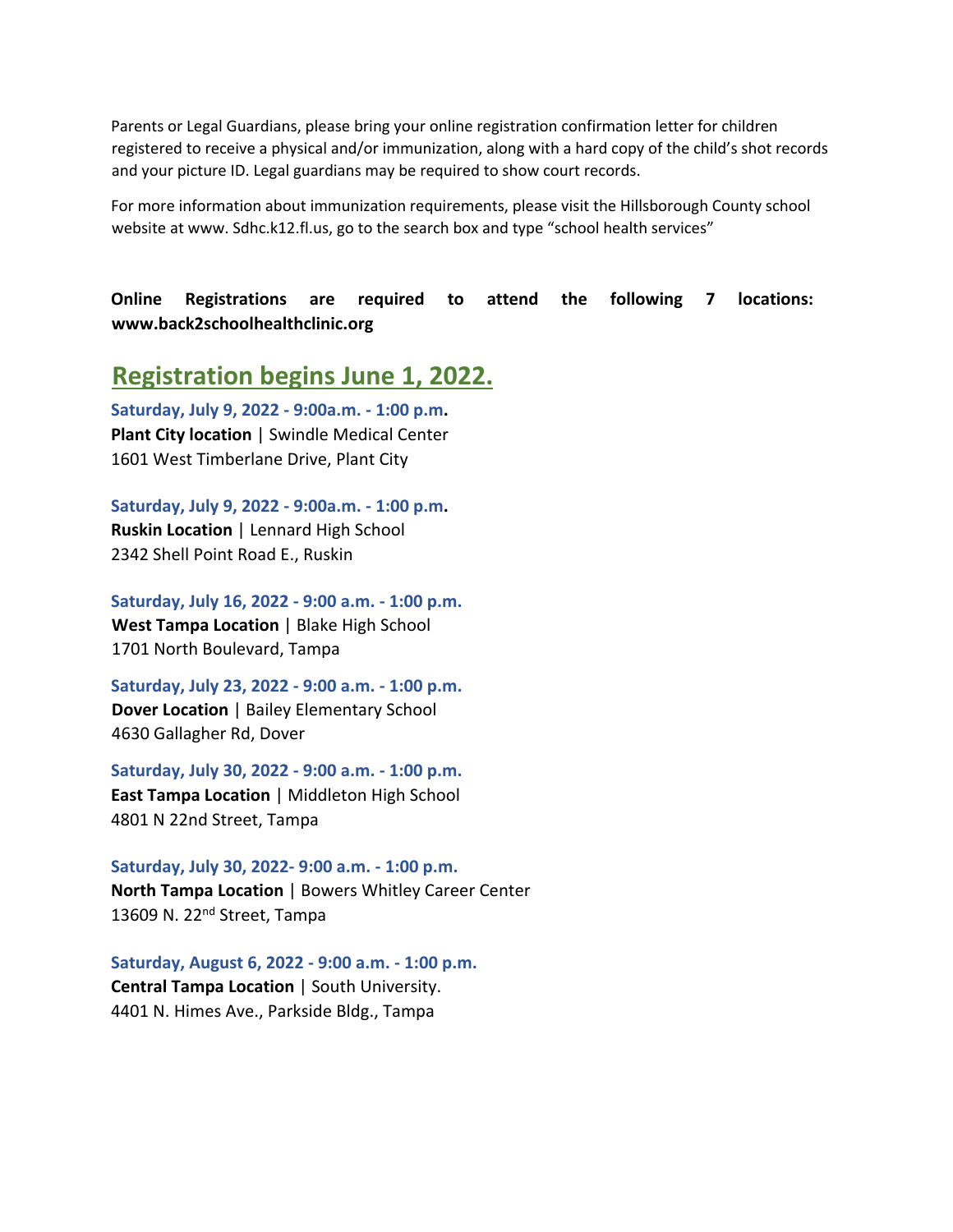Parents or Legal Guardians, please bring your online registration confirmation letter for children registered to receive a physical and/or immunization, along with a hard copy of the child's shot records and your picture ID. Legal guardians may be required to show court records.

For more information about immunization requirements, please visit the Hillsborough County school website at www. Sdhc.k12.fl.us, go to the search box and type "school health services"

**Online Registrations are required to attend the following 7 locations: www.back2schoolhealthclinic.org**

## Registration begins June 1, 2022.

**Saturday, July 9, 2022 - 9:00a.m. - 1:00 p.m.**
**Plant City location** | Swindle Medical Center
1601 West Timberlane Drive, Plant City

**Saturday, July 9, 2022 - 9:00a.m. - 1:00 p.m.**
**Ruskin Location** | Lennard High School
2342 Shell Point Road E., Ruskin

**Saturday, July 16, 2022 - 9:00 a.m. - 1:00 p.m.**
**West Tampa Location** | Blake High School
1701 North Boulevard, Tampa

**Saturday, July 23, 2022 - 9:00 a.m. - 1:00 p.m.**
**Dover Location** | Bailey Elementary School
4630 Gallagher Rd, Dover

**Saturday, July 30, 2022 - 9:00 a.m. - 1:00 p.m.**
**East Tampa Location** | Middleton High School
4801 N 22nd Street, Tampa

**Saturday, July 30, 2022- 9:00 a.m. - 1:00 p.m.**
**North Tampa Location** | Bowers Whitley Career Center
13609 N. 22nd Street, Tampa

**Saturday, August 6, 2022 - 9:00 a.m. - 1:00 p.m.**
**Central Tampa Location** | South University.
4401 N. Himes Ave., Parkside Bldg., Tampa